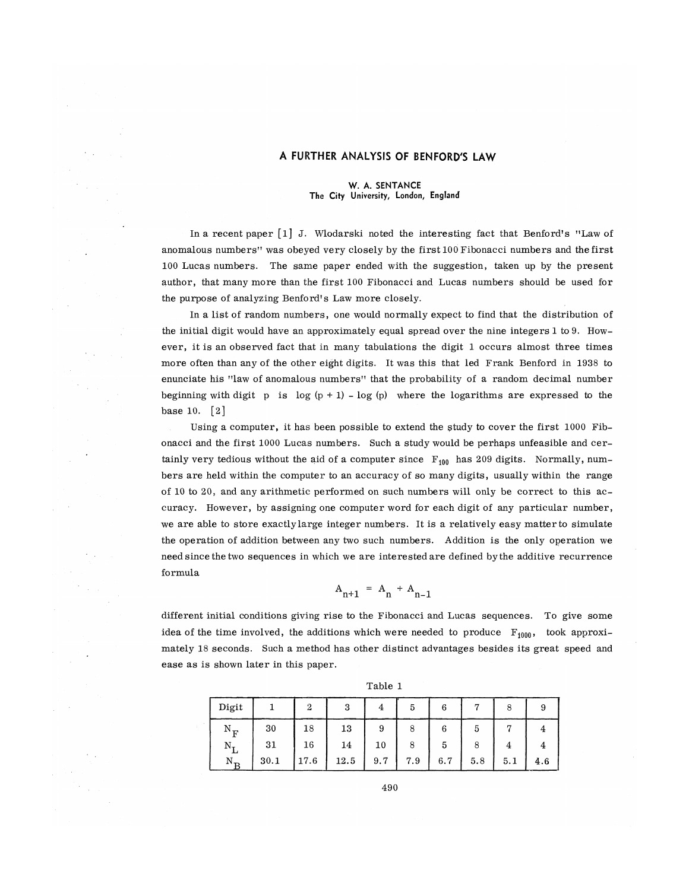# A FURTHER ANALYSIS OF BENFORD'S LAW

W. A. SENTANCE
The City University, London, England

In a recent paper [1] J. Wlodarski noted the interesting fact that Benford's "Law of anomalous numbers" was obeyed very closely by the first 100 Fibonacci numbers and the first 100 Lucas numbers. The same paper ended with the suggestion, taken up by the present author, that many more than the first 100 Fibonacci and Lucas numbers should be used for the purpose of analyzing Benford's Law more closely.

In a list of random numbers, one would normally expect to find that the distribution of the initial digit would have an approximately equal spread over the nine integers 1 to 9. However, it is an observed fact that in many tabulations the digit 1 occurs almost three times more often than any of the other eight digits. It was this that led Frank Benford in 1938 to enunciate his "law of anomalous numbers" that the probability of a random decimal number beginning with digit p is $\log(p+1) - \log(p)$ where the logarithms are expressed to the base 10. [2]

Using a computer, it has been possible to extend the study to cover the first 1000 Fibonacci and the first 1000 Lucas numbers. Such a study would be perhaps unfeasible and certainly very tedious without the aid of a computer since $F_{100}$ has 209 digits. Normally, numbers are held within the computer to an accuracy of so many digits, usually within the range of 10 to 20, and any arithmetic performed on such numbers will only be correct to this accuracy. However, by assigning one computer word for each digit of any particular number, we are able to store exactly large integer numbers. It is a relatively easy matter to simulate the operation of addition between any two such numbers. Addition is the only operation we need since the two sequences in which we are interested are defined by the additive recurrence formula

$$A_{n+1} = A_n + A_{n-1}$$

different initial conditions giving rise to the Fibonacci and Lucas sequences. To give some idea of the time involved, the additions which were needed to produce $F_{1000}$, took approximately 18 seconds. Such a method has other distinct advantages besides its great speed and ease as is shown later in this paper.

Table 1

| Digit | 1 | 2 | 3 | 4 | 5 | 6 | 7 | 8 | 9 |
|---|---|---|---|---|---|---|---|---|---|
| $N_F$ | 30 | 18 | 13 | 9 | 8 | 6 | 5 | 7 | 4 |
| $N_L$ | 31 | 16 | 14 | 10 | 8 | 5 | 8 | 4 | 4 |
| $N_B$ | 30.1 | 17.6 | 12.5 | 9.7 | 7.9 | 6.7 | 5.8 | 5.1 | 4.6 |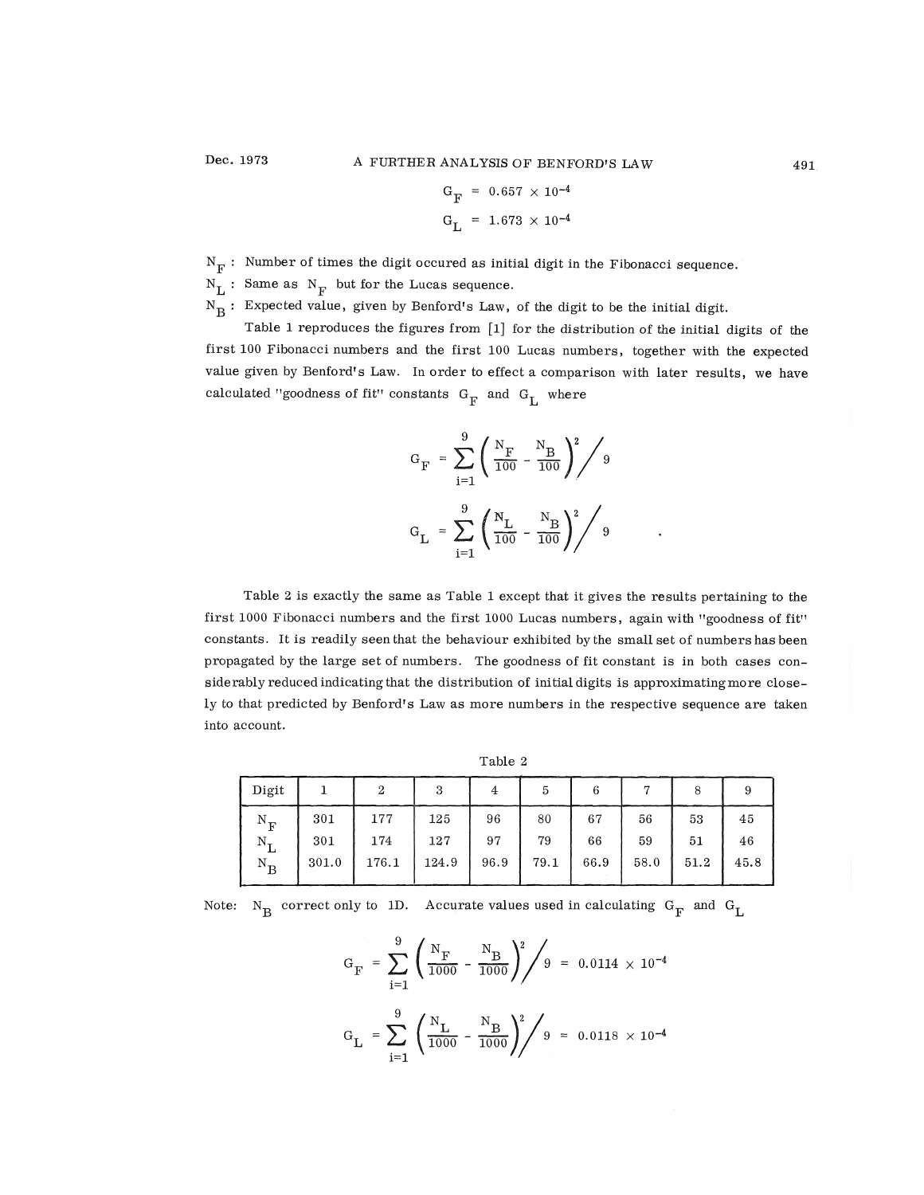$$G_F = 0.657 \times 10^{-4}$$

$$G_L = 1.673 \times 10^{-4}$$

$N_F$ : Number of times the digit occured as initial digit in the Fibonacci sequence.

$N_L$ : Same as $N_F$ but for the Lucas sequence.

$N_B$ : Expected value, given by Benford's Law, of the digit to be the initial digit.

Table 1 reproduces the figures from [1] for the distribution of the initial digits of the first 100 Fibonacci numbers and the first 100 Lucas numbers, together with the expected value given by Benford's Law. In order to effect a comparison with later results, we have calculated "goodness of fit" constants $G_F$ and $G_L$ where

$$G_F = \sum_{i=1}^{9} \left( \frac{N_F}{100} - \frac{N_B}{100} \right)^2 \Bigg/ 9$$

$$G_L = \sum_{i=1}^{9} \left( \frac{N_L}{100} - \frac{N_B}{100} \right)^2 \Bigg/ 9 \quad .$$

Table 2 is exactly the same as Table 1 except that it gives the results pertaining to the first 1000 Fibonacci numbers and the first 1000 Lucas numbers, again with "goodness of fit" constants. It is readily seen that the behaviour exhibited by the small set of numbers has been propagated by the large set of numbers. The goodness of fit constant is in both cases considerably reduced indicating that the distribution of initial digits is approximating more closely to that predicted by Benford's Law as more numbers in the respective sequence are taken into account.

Table 2

| Digit | 1 | 2 | 3 | 4 | 5 | 6 | 7 | 8 | 9 |
|---|---|---|---|---|---|---|---|---|---|
| $N_F$ | 301 | 177 | 125 | 96 | 80 | 67 | 56 | 53 | 45 |
| $N_L$ | 301 | 174 | 127 | 97 | 79 | 66 | 59 | 51 | 46 |
| $N_B$ | 301.0 | 176.1 | 124.9 | 96.9 | 79.1 | 66.9 | 58.0 | 51.2 | 45.8 |

Note: $N_B$ correct only to 1D. Accurate values used in calculating $G_F$ and $G_L$

$$G_F = \sum_{i=1}^{9} \left( \frac{N_F}{1000} - \frac{N_B}{1000} \right)^2 \Bigg/ 9 = 0.0114 \times 10^{-4}$$

$$G_L = \sum_{i=1}^{9} \left( \frac{N_L}{1000} - \frac{N_B}{1000} \right)^2 \Bigg/ 9 = 0.0118 \times 10^{-4}$$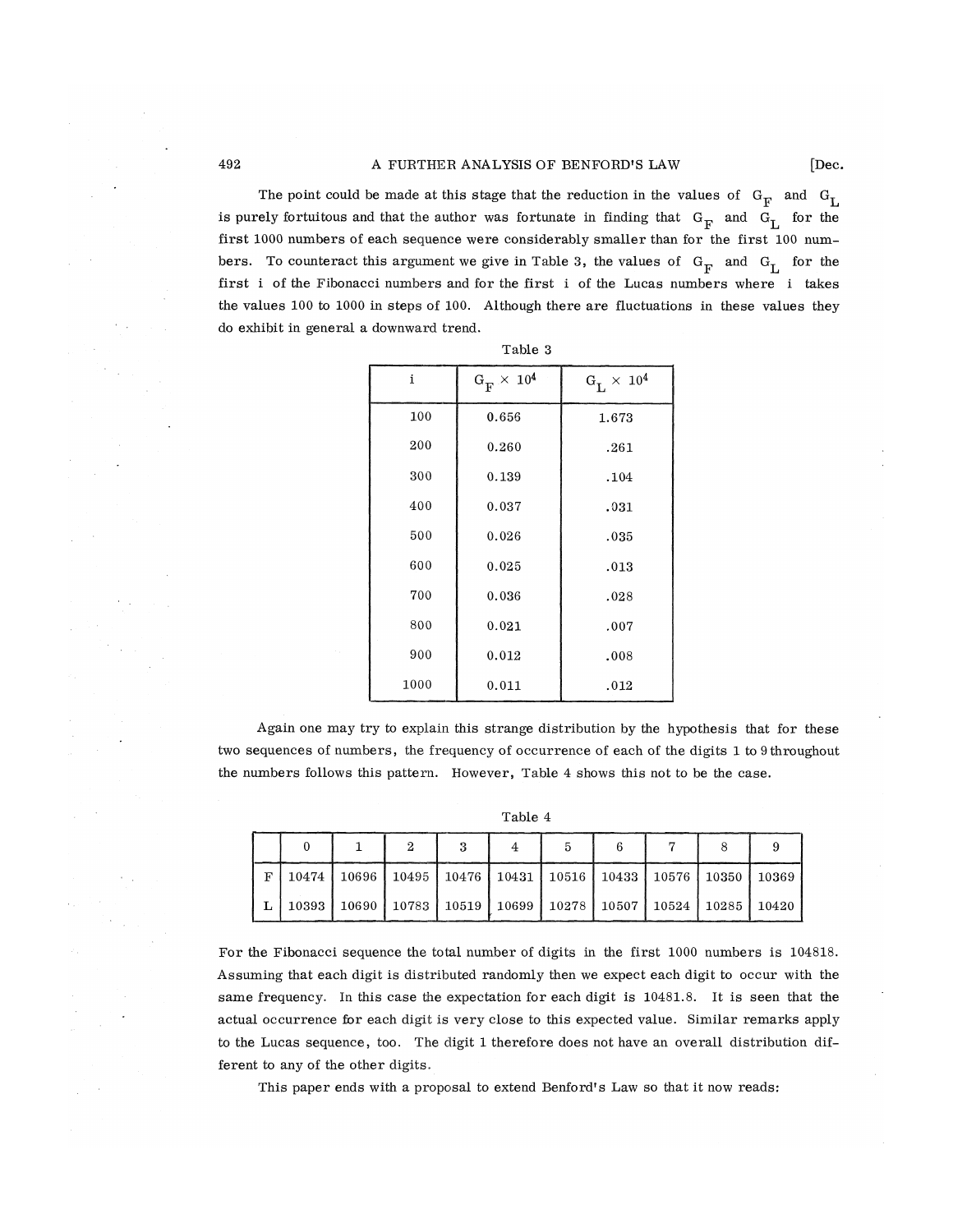The point could be made at this stage that the reduction in the values of $G_F$ and $G_L$ is purely fortuitous and that the author was fortunate in finding that $G_F$ and $G_L$ for the first 1000 numbers of each sequence were considerably smaller than for the first 100 numbers. To counteract this argument we give in Table 3, the values of $G_F$ and $G_L$ for the first i of the Fibonacci numbers and for the first i of the Lucas numbers where i takes the values 100 to 1000 in steps of 100. Although there are fluctuations in these values they do exhibit in general a downward trend.

Table 3

| i | $G_F \times 10^4$ | $G_L \times 10^4$ |
|---|---|---|
| 100 | 0.656 | 1.673 |
| 200 | 0.260 | .261 |
| 300 | 0.139 | .104 |
| 400 | 0.037 | .031 |
| 500 | 0.026 | .035 |
| 600 | 0.025 | .013 |
| 700 | 0.036 | .028 |
| 800 | 0.021 | .007 |
| 900 | 0.012 | .008 |
| 1000 | 0.011 | .012 |

Again one may try to explain this strange distribution by the hypothesis that for these two sequences of numbers, the frequency of occurrence of each of the digits 1 to 9 throughout the numbers follows this pattern. However, Table 4 shows this not to be the case.

Table 4

| | 0 | 1 | 2 | 3 | 4 | 5 | 6 | 7 | 8 | 9 |
|---|---|---|---|---|---|---|---|---|---|---|
| F | 10474 | 10696 | 10495 | 10476 | 10431 | 10516 | 10433 | 10576 | 10350 | 10369 |
| L | 10393 | 10690 | 10783 | 10519 | 10699 | 10278 | 10507 | 10524 | 10285 | 10420 |

For the Fibonacci sequence the total number of digits in the first 1000 numbers is 104818. Assuming that each digit is distributed randomly then we expect each digit to occur with the same frequency. In this case the expectation for each digit is 10481.8. It is seen that the actual occurrence for each digit is very close to this expected value. Similar remarks apply to the Lucas sequence, too. The digit 1 therefore does not have an overall distribution different to any of the other digits.

This paper ends with a proposal to extend Benford's Law so that it now reads: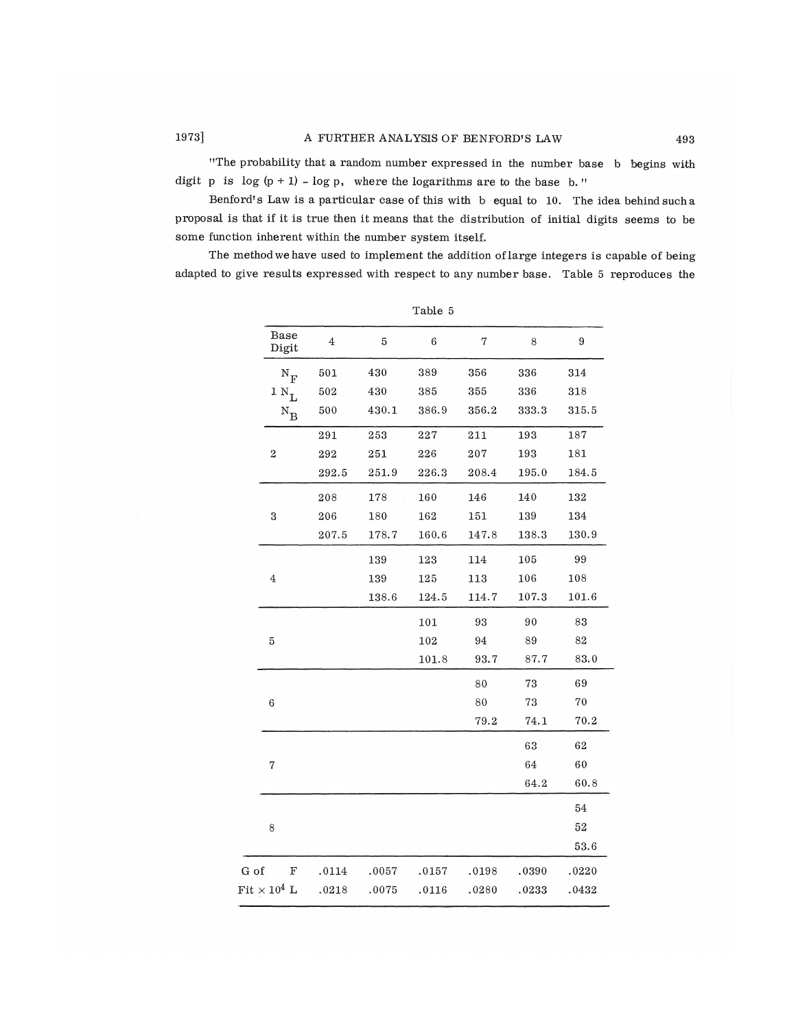"The probability that a random number expressed in the number base b begins with digit p is log (p + 1) - log p, where the logarithms are to the base b."

Benford's Law is a particular case of this with b equal to 10. The idea behind such a proposal is that if it is true then it means that the distribution of initial digits seems to be some function inherent within the number system itself.

The method we have used to implement the addition of large integers is capable of being adapted to give results expressed with respect to any number base. Table 5 reproduces the

Table 5

| Base / Digit | | 4 | 5 | 6 | 7 | 8 | 9 |
|---|---|---|---|---|---|---|---|
| 1 | $N_F$ | 501 | 430 | 389 | 356 | 336 | 314 |
| | $N_L$ | 502 | 430 | 385 | 355 | 336 | 318 |
| | $N_B$ | 500 | 430.1 | 386.9 | 356.2 | 333.3 | 315.5 |
| 2 | | 291 | 253 | 227 | 211 | 193 | 187 |
| | | 292 | 251 | 226 | 207 | 193 | 181 |
| | | 292.5 | 251.9 | 226.3 | 208.4 | 195.0 | 184.5 |
| 3 | | 208 | 178 | 160 | 146 | 140 | 132 |
| | | 206 | 180 | 162 | 151 | 139 | 134 |
| | | 207.5 | 178.7 | 160.6 | 147.8 | 138.3 | 130.9 |
| 4 | | | 139 | 123 | 114 | 105 | 99 |
| | | | 139 | 125 | 113 | 106 | 108 |
| | | | 138.6 | 124.5 | 114.7 | 107.3 | 101.6 |
| 5 | | | | 101 | 93 | 90 | 83 |
| | | | | 102 | 94 | 89 | 82 |
| | | | | 101.8 | 93.7 | 87.7 | 83.0 |
| 6 | | | | | 80 | 73 | 69 |
| | | | | | 80 | 73 | 70 |
| | | | | | 79.2 | 74.1 | 70.2 |
| 7 | | | | | | 63 | 62 |
| | | | | | | 64 | 60 |
| | | | | | | 64.2 | 60.8 |
| 8 | | | | | | | 54 |
| | | | | | | | 52 |
| | | | | | | | 53.6 |
| G of Fit $\times 10^4$ | F | .0114 | .0057 | .0157 | .0198 | .0390 | .0220 |
| | L | .0218 | .0075 | .0116 | .0280 | .0233 | .0432 |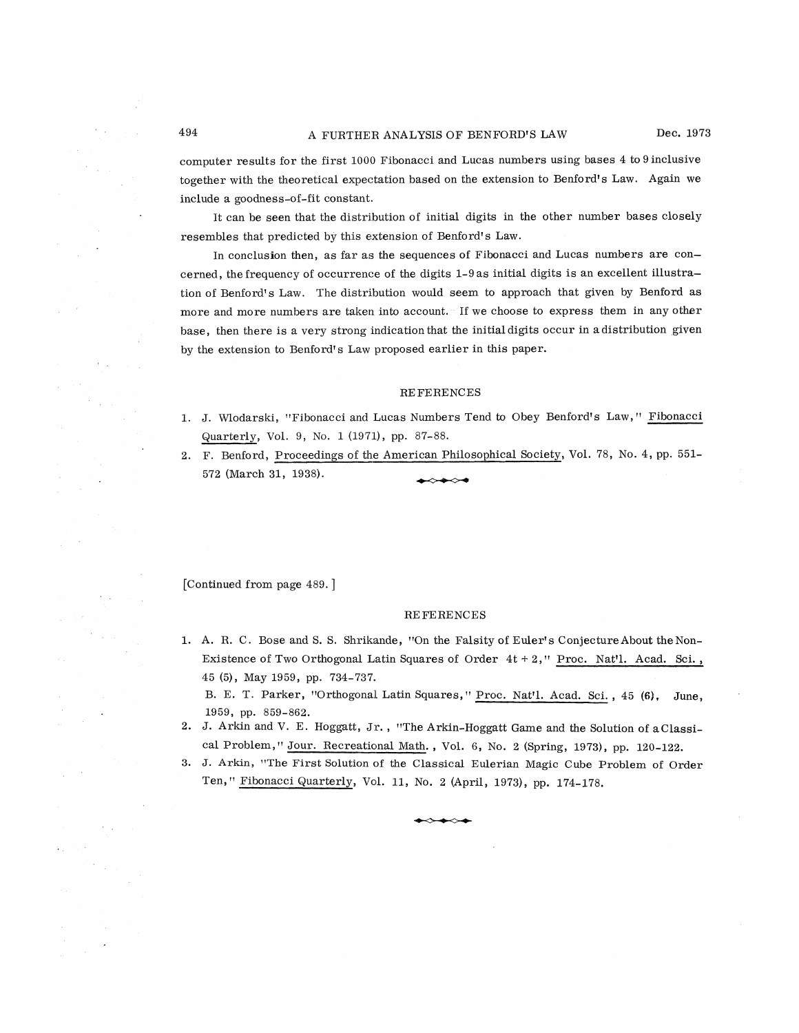computer results for the first 1000 Fibonacci and Lucas numbers using bases 4 to 9 inclusive together with the theoretical expectation based on the extension to Benford's Law. Again we include a goodness-of-fit constant.

It can be seen that the distribution of initial digits in the other number bases closely resembles that predicted by this extension of Benford's Law.

In conclusion then, as far as the sequences of Fibonacci and Lucas numbers are concerned, the frequency of occurrence of the digits 1-9 as initial digits is an excellent illustration of Benford's Law. The distribution would seem to approach that given by Benford as more and more numbers are taken into account. If we choose to express them in any other base, then there is a very strong indication that the initial digits occur in a distribution given by the extension to Benford's Law proposed earlier in this paper.

## REFERENCES

1. J. Wlodarski, "Fibonacci and Lucas Numbers Tend to Obey Benford's Law," Fibonacci Quarterly, Vol. 9, No. 1 (1971), pp. 87-88.
2. F. Benford, Proceedings of the American Philosophical Society, Vol. 78, No. 4, pp. 551-572 (March 31, 1938).

[Continued from page 489.]

## REFERENCES

1. A. R. C. Bose and S. S. Shrikande, "On the Falsity of Euler's Conjecture About the Non-Existence of Two Orthogonal Latin Squares of Order 4t + 2," Proc. Nat'l. Acad. Sci., 45 (5), May 1959, pp. 734-737.

   B. E. T. Parker, "Orthogonal Latin Squares," Proc. Nat'l. Acad. Sci., 45 (6), June, 1959, pp. 859-862.
2. J. Arkin and V. E. Hoggatt, Jr., "The Arkin-Hoggatt Game and the Solution of a Classical Problem," Jour. Recreational Math., Vol. 6, No. 2 (Spring, 1973), pp. 120-122.
3. J. Arkin, "The First Solution of the Classical Eulerian Magic Cube Problem of Order Ten," Fibonacci Quarterly, Vol. 11, No. 2 (April, 1973), pp. 174-178.